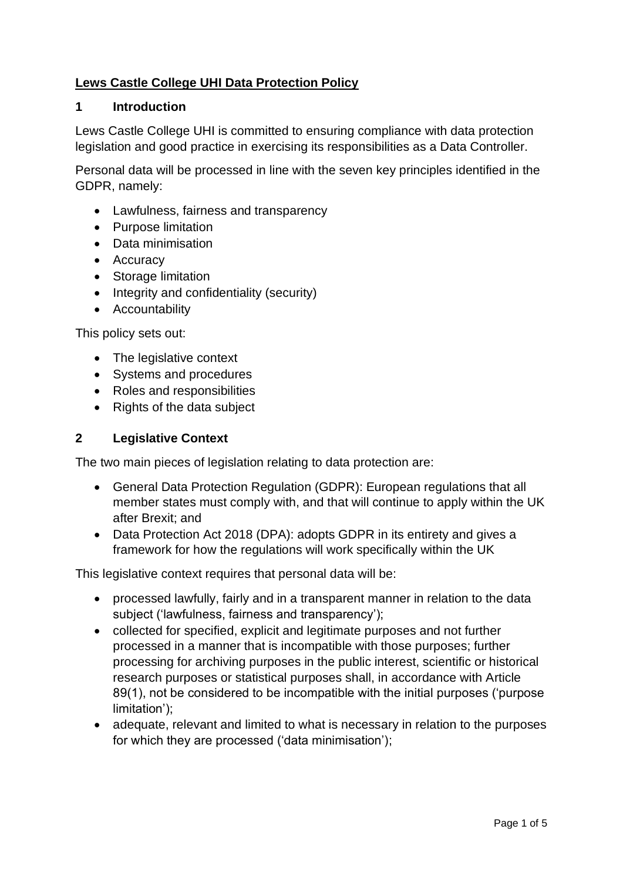# **Lews Castle College UHI Data Protection Policy**

## 1 Introduction

Lews Castle College UHI is committed to ensuring compliance with data protection legislation and good practice in exercising its responsibilities as a Data Controller.

Personal data will be processed in line with the seven key principles identified in the GDPR, namely:

- Lawfulness, fairness and transparency
- Purpose limitation
- Data minimisation
- Accuracy
- Storage limitation
- Integrity and confidentiality (security)
- Accountability

This policy sets out:

- The legislative context
- Systems and procedures
- Roles and responsibilities
- Rights of the data subject

## 2 Legislative Context

The two main pieces of legislation relating to data protection are:

- General Data Protection Regulation (GDPR): European regulations that all member states must comply with, and that will continue to apply within the UK after Brexit; and
- Data Protection Act 2018 (DPA): adopts GDPR in its entirety and gives a framework for how the regulations will work specifically within the UK

This legislative context requires that personal data will be:

- processed lawfully, fairly and in a transparent manner in relation to the data subject ('lawfulness, fairness and transparency');
- collected for specified, explicit and legitimate purposes and not further processed in a manner that is incompatible with those purposes; further processing for archiving purposes in the public interest, scientific or historical research purposes or statistical purposes shall, in accordance with Article 89(1), not be considered to be incompatible with the initial purposes ('purpose limitation');
- adequate, relevant and limited to what is necessary in relation to the purposes for which they are processed ('data minimisation');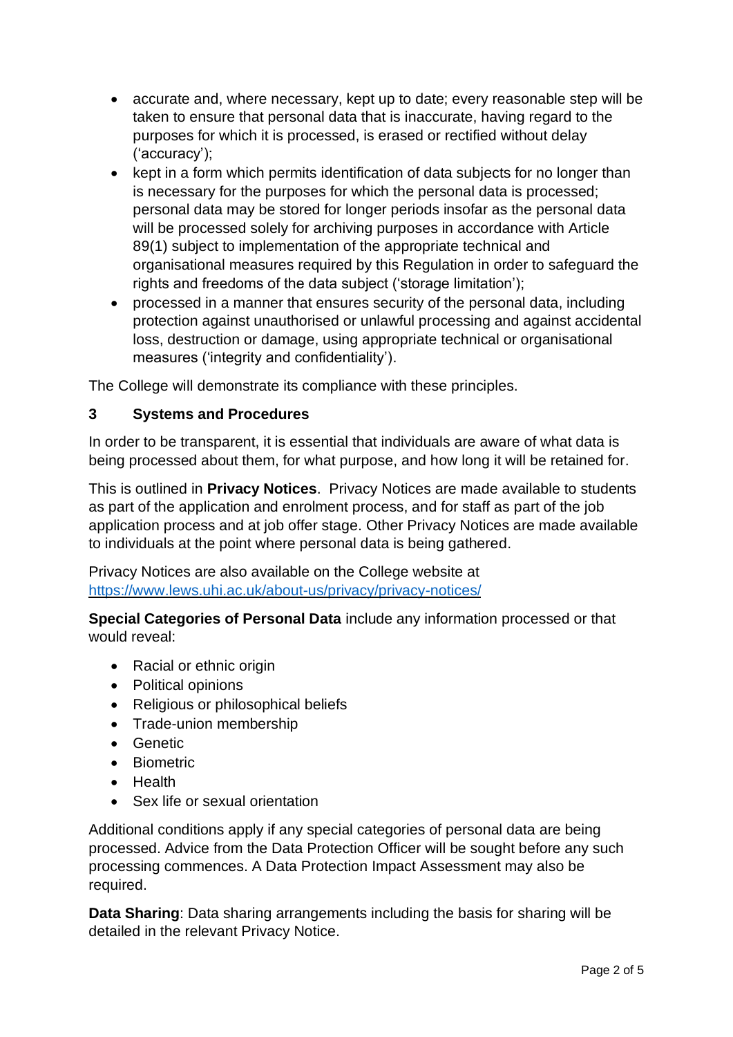- accurate and, where necessary, kept up to date; every reasonable step will be taken to ensure that personal data that is inaccurate, having regard to the purposes for which it is processed, is erased or rectified without delay ('accuracy');
- kept in a form which permits identification of data subjects for no longer than is necessary for the purposes for which the personal data is processed; personal data may be stored for longer periods insofar as the personal data will be processed solely for archiving purposes in accordance with Article 89(1) subject to implementation of the appropriate technical and organisational measures required by this Regulation in order to safeguard the rights and freedoms of the data subject ('storage limitation');
- processed in a manner that ensures security of the personal data, including protection against unauthorised or unlawful processing and against accidental loss, destruction or damage, using appropriate technical or organisational measures ('integrity and confidentiality').

The College will demonstrate its compliance with these principles.

## 3 Systems and Procedures

In order to be transparent, it is essential that individuals are aware of what data is being processed about them, for what purpose, and how long it will be retained for.

This is outlined in **Privacy Notices**. Privacy Notices are made available to students as part of the application and enrolment process, and for staff as part of the job application process and at job offer stage. Other Privacy Notices are made available to individuals at the point where personal data is being gathered.

Privacy Notices are also available on the College website at https://www.lews.uhi.ac.uk/about-us/privacy/privacy-notices/

**Special Categories of Personal Data** include any information processed or that would reveal:

- Racial or ethnic origin
- Political opinions
- Religious or philosophical beliefs
- Trade-union membership
- Genetic
- Biometric
- Health
- Sex life or sexual orientation

Additional conditions apply if any special categories of personal data are being processed. Advice from the Data Protection Officer will be sought before any such processing commences. A Data Protection Impact Assessment may also be required.

**Data Sharing**: Data sharing arrangements including the basis for sharing will be detailed in the relevant Privacy Notice.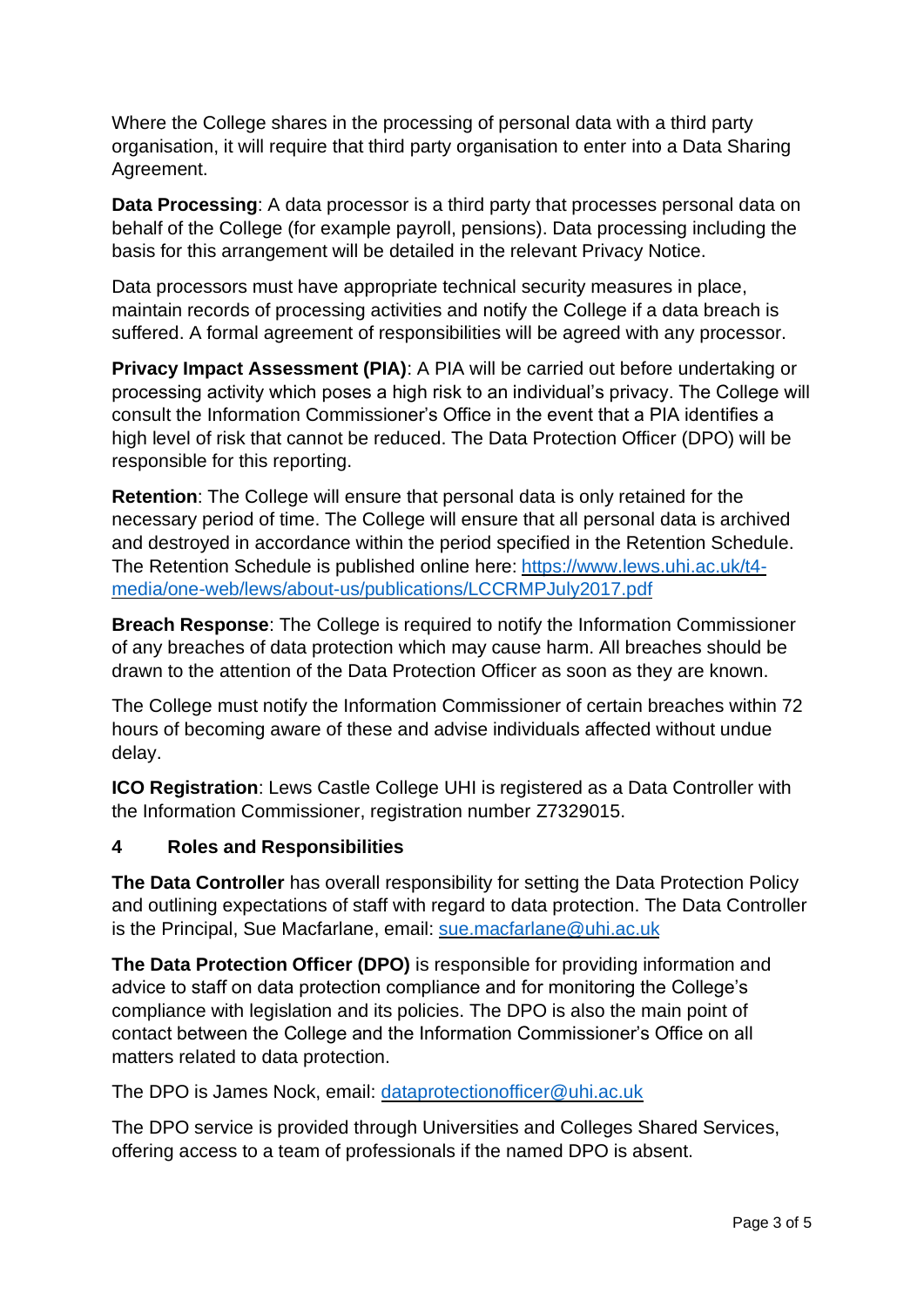Where the College shares in the processing of personal data with a third party organisation, it will require that third party organisation to enter into a Data Sharing Agreement.

**Data Processing**: A data processor is a third party that processes personal data on behalf of the College (for example payroll, pensions). Data processing including the basis for this arrangement will be detailed in the relevant Privacy Notice.

Data processors must have appropriate technical security measures in place, maintain records of processing activities and notify the College if a data breach is suffered. A formal agreement of responsibilities will be agreed with any processor.

**Privacy Impact Assessment (PIA)**: A PIA will be carried out before undertaking or processing activity which poses a high risk to an individual's privacy. The College will consult the Information Commissioner's Office in the event that a PIA identifies a high level of risk that cannot be reduced. The Data Protection Officer (DPO) will be responsible for this reporting.

**Retention**: The College will ensure that personal data is only retained for the necessary period of time. The College will ensure that all personal data is archived and destroyed in accordance within the period specified in the Retention Schedule. The Retention Schedule is published online here: [https://www.lews.uhi.ac.uk/t4-media/one-web/lews/about-us/publications/LCCRMPJuly2017.pdf](https://www.lews.uhi.ac.uk/t4-media/one-web/lews/about-us/publications/LCCRMPJuly2017.pdf)

**Breach Response**: The College is required to notify the Information Commissioner of any breaches of data protection which may cause harm. All breaches should be drawn to the attention of the Data Protection Officer as soon as they are known.

The College must notify the Information Commissioner of certain breaches within 72 hours of becoming aware of these and advise individuals affected without undue delay.

**ICO Registration**: Lews Castle College UHI is registered as a Data Controller with the Information Commissioner, registration number Z7329015.

## 4 Roles and Responsibilities

**The Data Controller** has overall responsibility for setting the Data Protection Policy and outlining expectations of staff with regard to data protection. The Data Controller is the Principal, Sue Macfarlane, email: [sue.macfarlane@uhi.ac.uk](mailto:sue.macfarlane@uhi.ac.uk)

**The Data Protection Officer (DPO)** is responsible for providing information and advice to staff on data protection compliance and for monitoring the College's compliance with legislation and its policies. The DPO is also the main point of contact between the College and the Information Commissioner's Office on all matters related to data protection.

The DPO is James Nock, email: [dataprotectionofficer@uhi.ac.uk](mailto:dataprotectionofficer@uhi.ac.uk)

The DPO service is provided through Universities and Colleges Shared Services, offering access to a team of professionals if the named DPO is absent.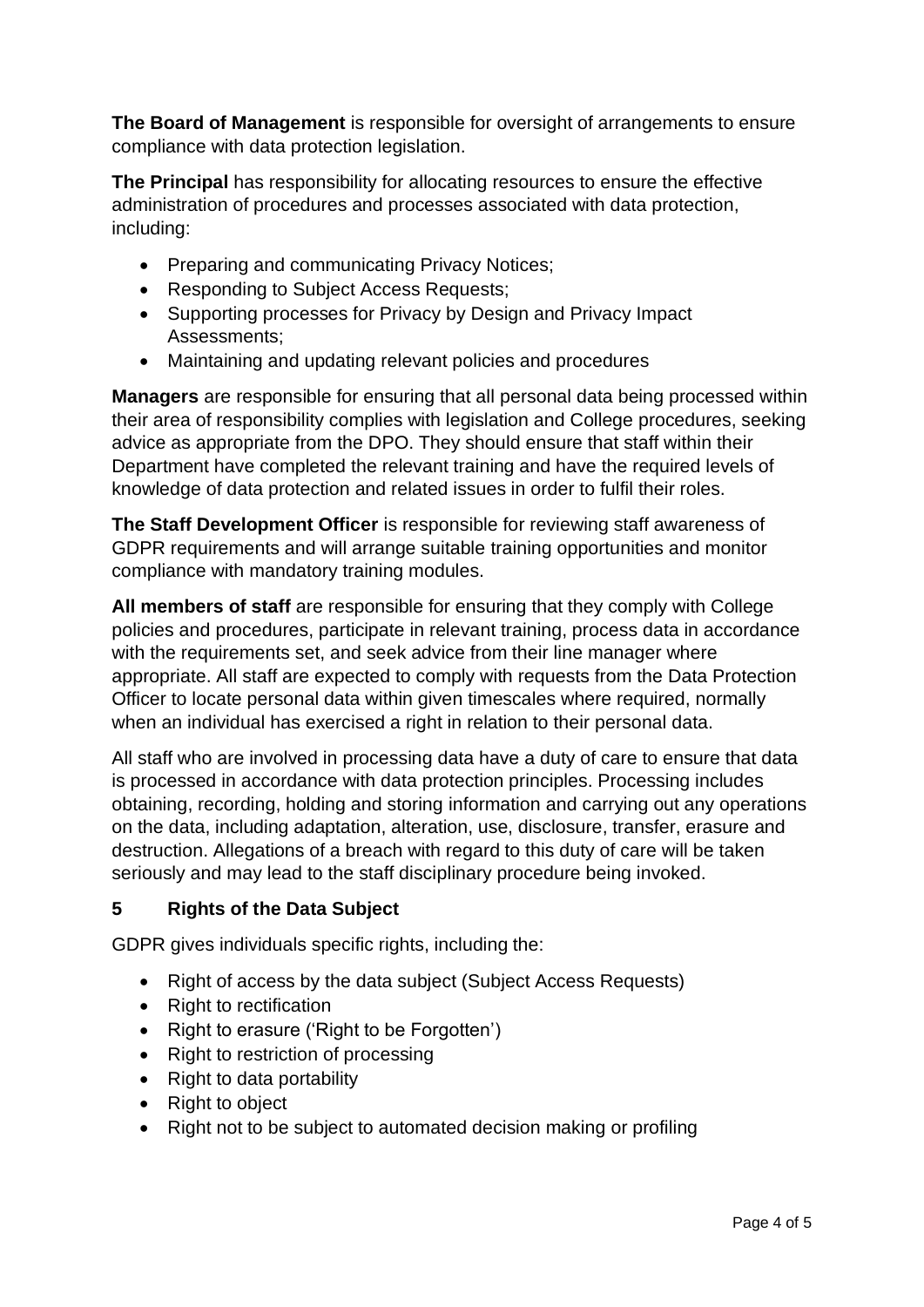**The Board of Management** is responsible for oversight of arrangements to ensure compliance with data protection legislation.

**The Principal** has responsibility for allocating resources to ensure the effective administration of procedures and processes associated with data protection, including:

- Preparing and communicating Privacy Notices;
- Responding to Subject Access Requests;
- Supporting processes for Privacy by Design and Privacy Impact Assessments;
- Maintaining and updating relevant policies and procedures

**Managers** are responsible for ensuring that all personal data being processed within their area of responsibility complies with legislation and College procedures, seeking advice as appropriate from the DPO. They should ensure that staff within their Department have completed the relevant training and have the required levels of knowledge of data protection and related issues in order to fulfil their roles.

**The Staff Development Officer** is responsible for reviewing staff awareness of GDPR requirements and will arrange suitable training opportunities and monitor compliance with mandatory training modules.

**All members of staff** are responsible for ensuring that they comply with College policies and procedures, participate in relevant training, process data in accordance with the requirements set, and seek advice from their line manager where appropriate. All staff are expected to comply with requests from the Data Protection Officer to locate personal data within given timescales where required, normally when an individual has exercised a right in relation to their personal data.

All staff who are involved in processing data have a duty of care to ensure that data is processed in accordance with data protection principles. Processing includes obtaining, recording, holding and storing information and carrying out any operations on the data, including adaptation, alteration, use, disclosure, transfer, erasure and destruction. Allegations of a breach with regard to this duty of care will be taken seriously and may lead to the staff disciplinary procedure being invoked.

## 5 Rights of the Data Subject

GDPR gives individuals specific rights, including the:

- Right of access by the data subject (Subject Access Requests)
- Right to rectification
- Right to erasure ('Right to be Forgotten')
- Right to restriction of processing
- Right to data portability
- Right to object
- Right not to be subject to automated decision making or profiling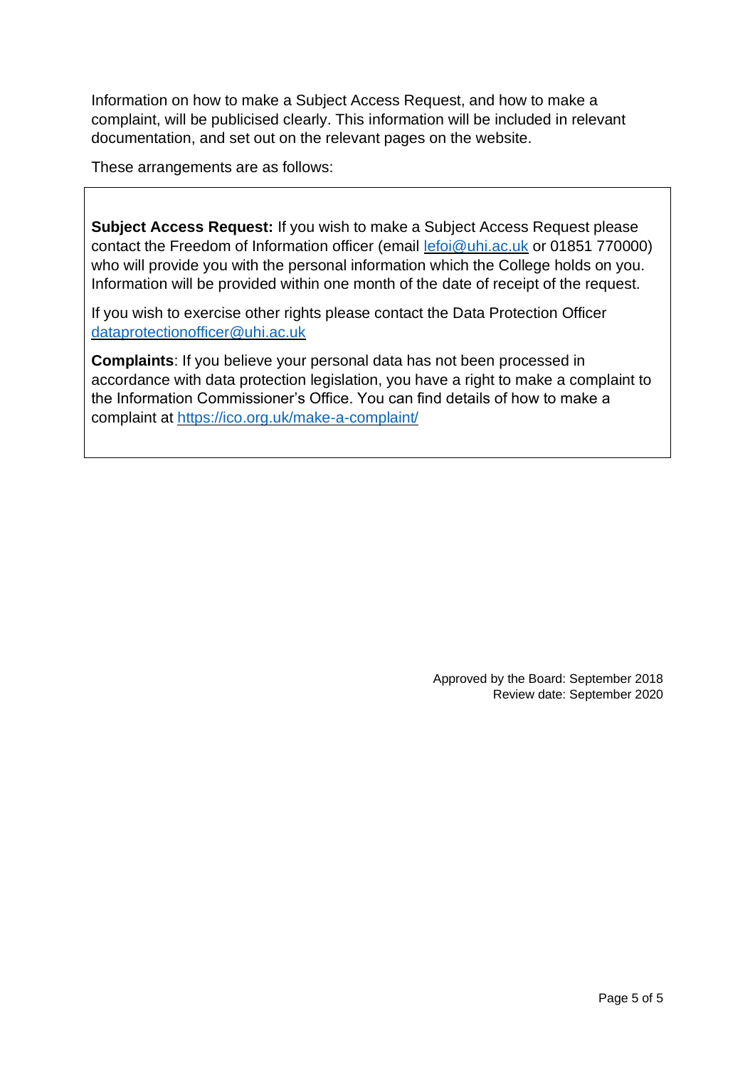Information on how to make a Subject Access Request, and how to make a complaint, will be publicised clearly. This information will be included in relevant documentation, and set out on the relevant pages on the website.

These arrangements are as follows:

**Subject Access Request:** If you wish to make a Subject Access Request please contact the Freedom of Information officer (email lefoi@uhi.ac.uk or 01851 770000) who will provide you with the personal information which the College holds on you. Information will be provided within one month of the date of receipt of the request.

If you wish to exercise other rights please contact the Data Protection Officer dataprotectionofficer@uhi.ac.uk

**Complaints**: If you believe your personal data has not been processed in accordance with data protection legislation, you have a right to make a complaint to the Information Commissioner's Office. You can find details of how to make a complaint at https://ico.org.uk/make-a-complaint/

Approved by the Board: September 2018
Review date: September 2020